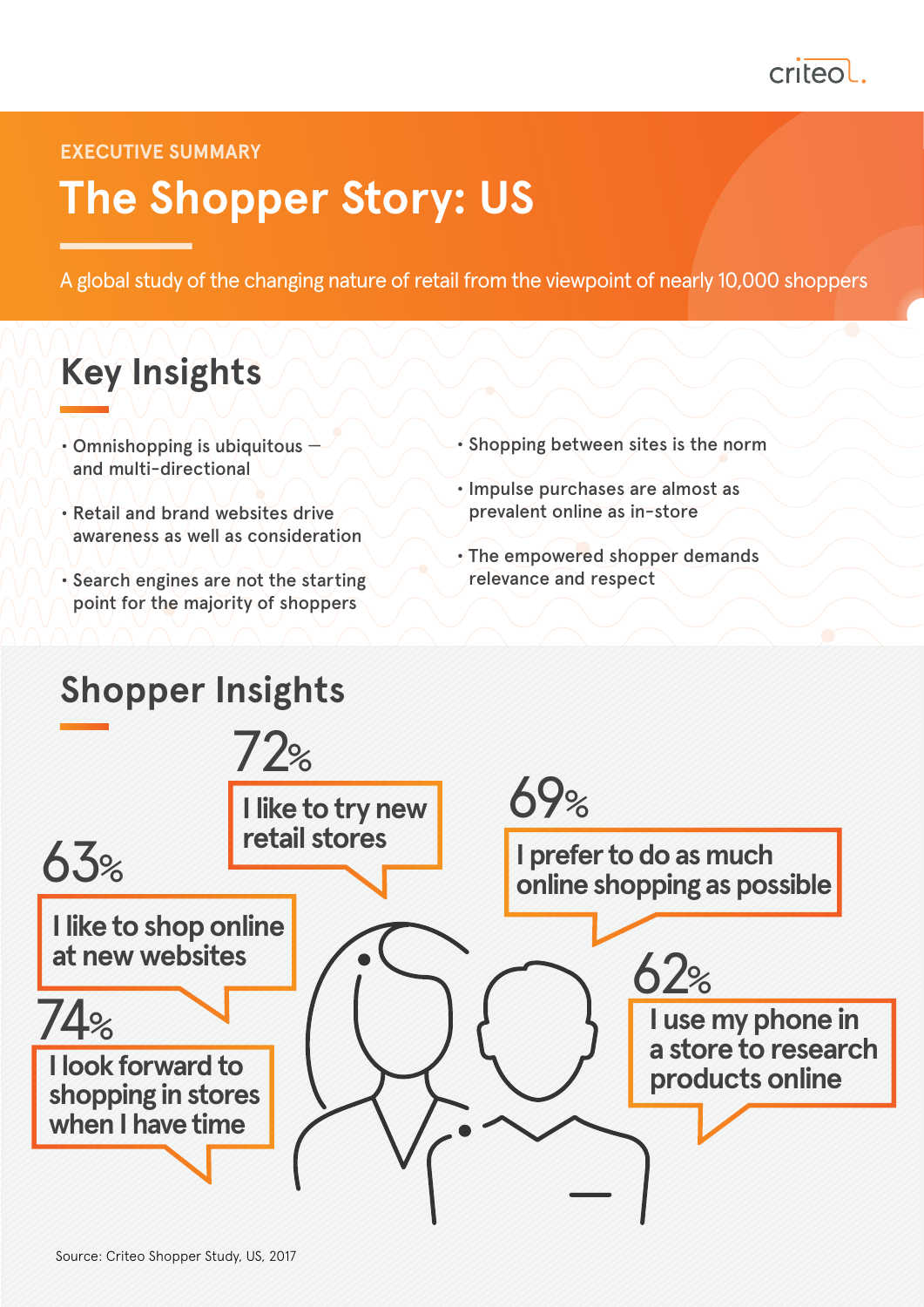EXECUTIVE SUMMARY

# The Shopper Story: US

A global study of the changing nature of retail from the viewpoint of nearly 10,000 shoppers

## Key Insights

- Omnishopping is ubiquitous — and multi-directional
- Retail and brand websites drive awareness as well as consideration
- Search engines are not the starting point for the majority of shoppers
- Shopping between sites is the norm
- Impulse purchases are almost as prevalent online as in-store
- The empowered shopper demands relevance and respect

## Shopper Insights

**63%** I like to shop online at new websites

**74%** I look forward to shopping in stores when I have time

**72%** I like to try new retail stores

**69%** I prefer to do as much online shopping as possible

**62%** I use my phone in a store to research products online

Source: Criteo Shopper Study, US, 2017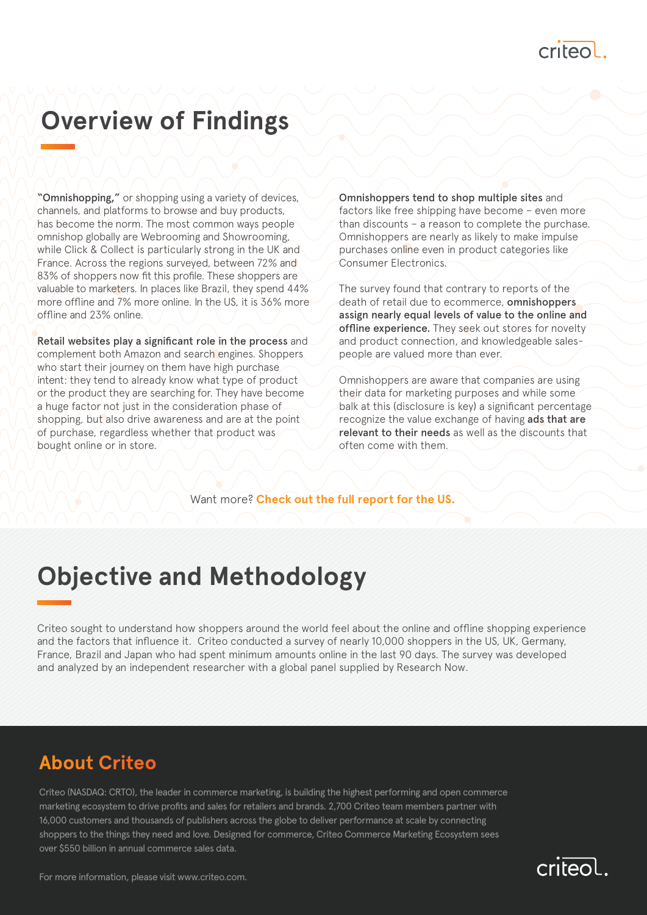## Overview of Findings

**"Omnishopping,"** or shopping using a variety of devices, channels, and platforms to browse and buy products, has become the norm. The most common ways people omnishop globally are Webrooming and Showrooming, while Click & Collect is particularly strong in the UK and France. Across the regions surveyed, between 72% and 83% of shoppers now fit this profile. These shoppers are valuable to marketers. In places like Brazil, they spend 44% more offline and 7% more online. In the US, it is 36% more offline and 23% online.

**Retail websites play a significant role in the process** and complement both Amazon and search engines. Shoppers who start their journey on them have high purchase intent: they tend to already know what type of product or the product they are searching for. They have become a huge factor not just in the consideration phase of shopping, but also drive awareness and are at the point of purchase, regardless whether that product was bought online or in store.

**Omnishoppers tend to shop multiple sites** and factors like free shipping have become – even more than discounts – a reason to complete the purchase. Omnishoppers are nearly as likely to make impulse purchases online even in product categories like Consumer Electronics.

The survey found that contrary to reports of the death of retail due to ecommerce, **omnishoppers assign nearly equal levels of value to the online and offline experience.** They seek out stores for novelty and product connection, and knowledgeable sales-people are valued more than ever.

Omnishoppers are aware that companies are using their data for marketing purposes and while some balk at this (disclosure is key) a significant percentage recognize the value exchange of having **ads that are relevant to their needs** as well as the discounts that often come with them.

Want more? **Check out the full report for the US.**

## Objective and Methodology

Criteo sought to understand how shoppers around the world feel about the online and offline shopping experience and the factors that influence it. Criteo conducted a survey of nearly 10,000 shoppers in the US, UK, Germany, France, Brazil and Japan who had spent minimum amounts online in the last 90 days. The survey was developed and analyzed by an independent researcher with a global panel supplied by Research Now.

## About Criteo

Criteo (NASDAQ: CRTO), the leader in commerce marketing, is building the highest performing and open commerce marketing ecosystem to drive profits and sales for retailers and brands. 2,700 Criteo team members partner with 16,000 customers and thousands of publishers across the globe to deliver performance at scale by connecting shoppers to the things they need and love. Designed for commerce, Criteo Commerce Marketing Ecosystem sees over $550 billion in annual commerce sales data.

For more information, please visit www.criteo.com.